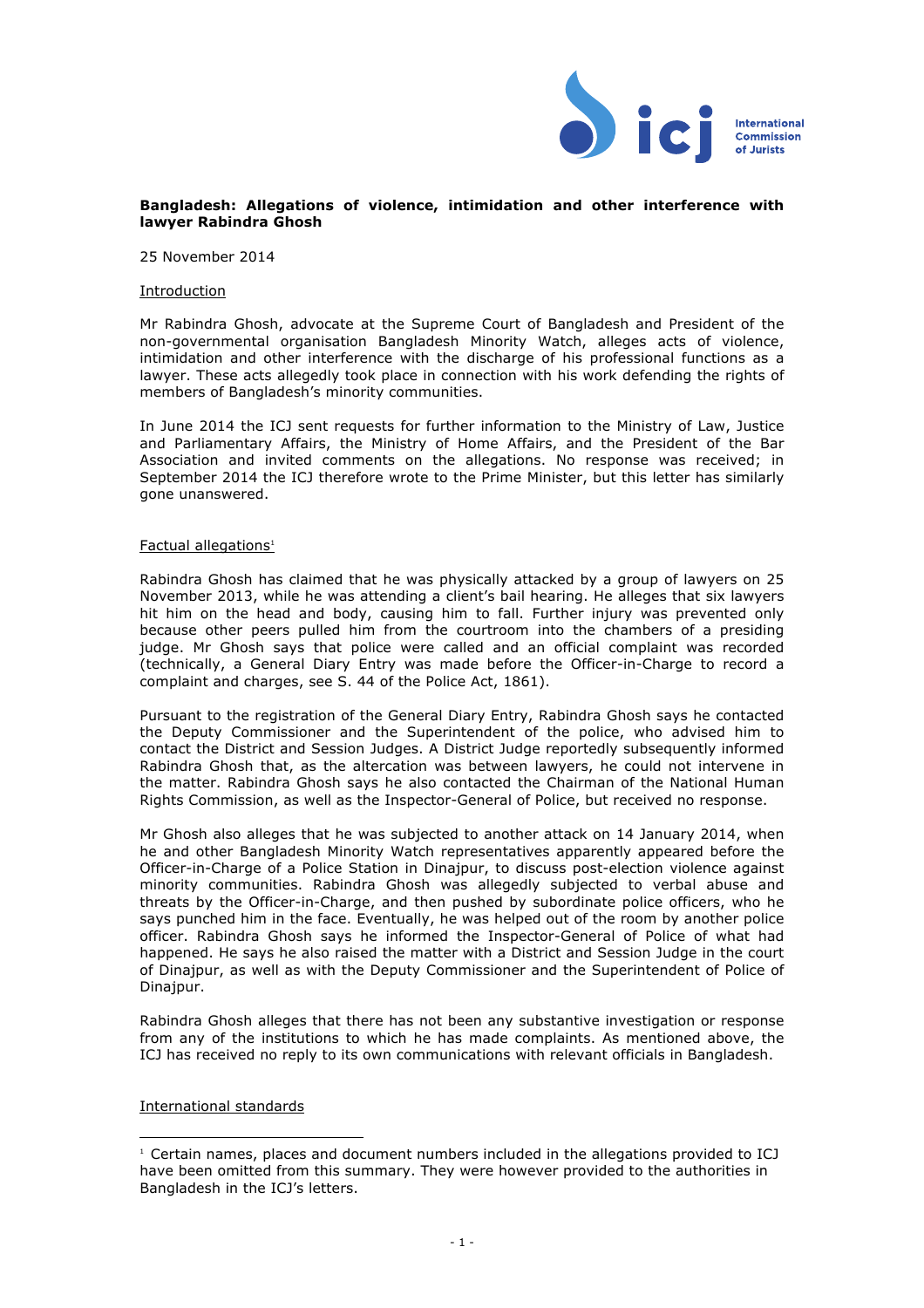**Bangladesh: Allegations of violence, intimidation and other interference with lawyer Rabindra Ghosh**

25 November 2014

Introduction

Mr Rabindra Ghosh, advocate at the Supreme Court of Bangladesh and President of the non-governmental organisation Bangladesh Minority Watch, alleges acts of violence, intimidation and other interference with the discharge of his professional functions as a lawyer. These acts allegedly took place in connection with his work defending the rights of members of Bangladesh's minority communities.

In June 2014 the ICJ sent requests for further information to the Ministry of Law, Justice and Parliamentary Affairs, the Ministry of Home Affairs, and the President of the Bar Association and invited comments on the allegations. No response was received; in September 2014 the ICJ therefore wrote to the Prime Minister, but this letter has similarly gone unanswered.

Factual allegations[1]

Rabindra Ghosh has claimed that he was physically attacked by a group of lawyers on 25 November 2013, while he was attending a client's bail hearing. He alleges that six lawyers hit him on the head and body, causing him to fall. Further injury was prevented only because other peers pulled him from the courtroom into the chambers of a presiding judge. Mr Ghosh says that police were called and an official complaint was recorded (technically, a General Diary Entry was made before the Officer-in-Charge to record a complaint and charges, see S. 44 of the Police Act, 1861).

Pursuant to the registration of the General Diary Entry, Rabindra Ghosh says he contacted the Deputy Commissioner and the Superintendent of the police, who advised him to contact the District and Session Judges. A District Judge reportedly subsequently informed Rabindra Ghosh that, as the altercation was between lawyers, he could not intervene in the matter. Rabindra Ghosh says he also contacted the Chairman of the National Human Rights Commission, as well as the Inspector-General of Police, but received no response.

Mr Ghosh also alleges that he was subjected to another attack on 14 January 2014, when he and other Bangladesh Minority Watch representatives apparently appeared before the Officer-in-Charge of a Police Station in Dinajpur, to discuss post-election violence against minority communities. Rabindra Ghosh was allegedly subjected to verbal abuse and threats by the Officer-in-Charge, and then pushed by subordinate police officers, who he says punched him in the face. Eventually, he was helped out of the room by another police officer. Rabindra Ghosh says he informed the Inspector-General of Police of what had happened. He says he also raised the matter with a District and Session Judge in the court of Dinajpur, as well as with the Deputy Commissioner and the Superintendent of Police of Dinajpur.

Rabindra Ghosh alleges that there has not been any substantive investigation or response from any of the institutions to which he has made complaints. As mentioned above, the ICJ has received no reply to its own communications with relevant officials in Bangladesh.

International standards

[1] Certain names, places and document numbers included in the allegations provided to ICJ have been omitted from this summary. They were however provided to the authorities in Bangladesh in the ICJ's letters.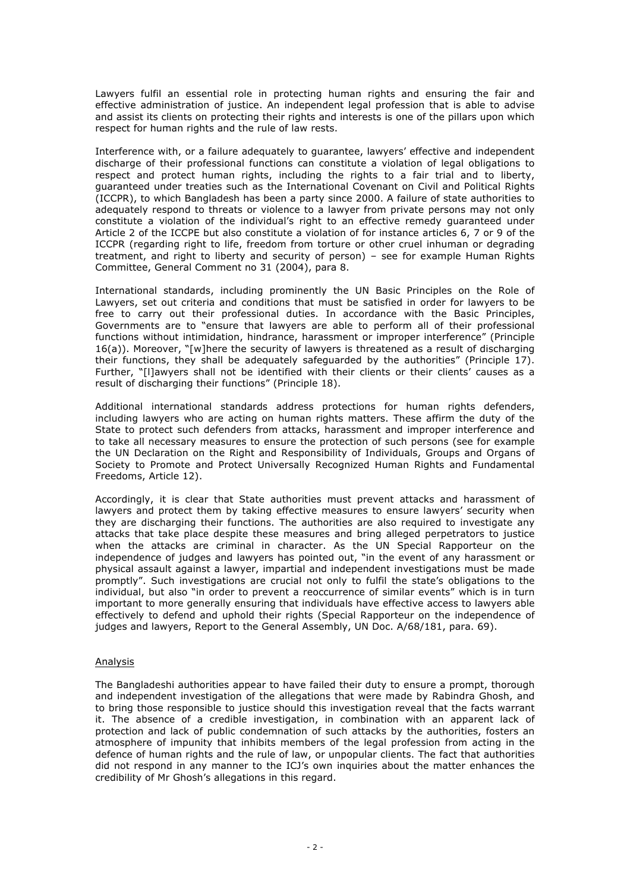Lawyers fulfil an essential role in protecting human rights and ensuring the fair and effective administration of justice. An independent legal profession that is able to advise and assist its clients on protecting their rights and interests is one of the pillars upon which respect for human rights and the rule of law rests.

Interference with, or a failure adequately to guarantee, lawyers' effective and independent discharge of their professional functions can constitute a violation of legal obligations to respect and protect human rights, including the rights to a fair trial and to liberty, guaranteed under treaties such as the International Covenant on Civil and Political Rights (ICCPR), to which Bangladesh has been a party since 2000. A failure of state authorities to adequately respond to threats or violence to a lawyer from private persons may not only constitute a violation of the individual's right to an effective remedy guaranteed under Article 2 of the ICCPE but also constitute a violation of for instance articles 6, 7 or 9 of the ICCPR (regarding right to life, freedom from torture or other cruel inhuman or degrading treatment, and right to liberty and security of person) – see for example Human Rights Committee, General Comment no 31 (2004), para 8.

International standards, including prominently the UN Basic Principles on the Role of Lawyers, set out criteria and conditions that must be satisfied in order for lawyers to be free to carry out their professional duties. In accordance with the Basic Principles, Governments are to "ensure that lawyers are able to perform all of their professional functions without intimidation, hindrance, harassment or improper interference" (Principle 16(a)). Moreover, "[w]here the security of lawyers is threatened as a result of discharging their functions, they shall be adequately safeguarded by the authorities" (Principle 17). Further, "[l]awyers shall not be identified with their clients or their clients' causes as a result of discharging their functions" (Principle 18).

Additional international standards address protections for human rights defenders, including lawyers who are acting on human rights matters. These affirm the duty of the State to protect such defenders from attacks, harassment and improper interference and to take all necessary measures to ensure the protection of such persons (see for example the UN Declaration on the Right and Responsibility of Individuals, Groups and Organs of Society to Promote and Protect Universally Recognized Human Rights and Fundamental Freedoms, Article 12).

Accordingly, it is clear that State authorities must prevent attacks and harassment of lawyers and protect them by taking effective measures to ensure lawyers' security when they are discharging their functions. The authorities are also required to investigate any attacks that take place despite these measures and bring alleged perpetrators to justice when the attacks are criminal in character. As the UN Special Rapporteur on the independence of judges and lawyers has pointed out, "in the event of any harassment or physical assault against a lawyer, impartial and independent investigations must be made promptly". Such investigations are crucial not only to fulfil the state's obligations to the individual, but also "in order to prevent a reoccurrence of similar events" which is in turn important to more generally ensuring that individuals have effective access to lawyers able effectively to defend and uphold their rights (Special Rapporteur on the independence of judges and lawyers, Report to the General Assembly, UN Doc. A/68/181, para. 69).

## Analysis

The Bangladeshi authorities appear to have failed their duty to ensure a prompt, thorough and independent investigation of the allegations that were made by Rabindra Ghosh, and to bring those responsible to justice should this investigation reveal that the facts warrant it. The absence of a credible investigation, in combination with an apparent lack of protection and lack of public condemnation of such attacks by the authorities, fosters an atmosphere of impunity that inhibits members of the legal profession from acting in the defence of human rights and the rule of law, or unpopular clients. The fact that authorities did not respond in any manner to the ICJ's own inquiries about the matter enhances the credibility of Mr Ghosh's allegations in this regard.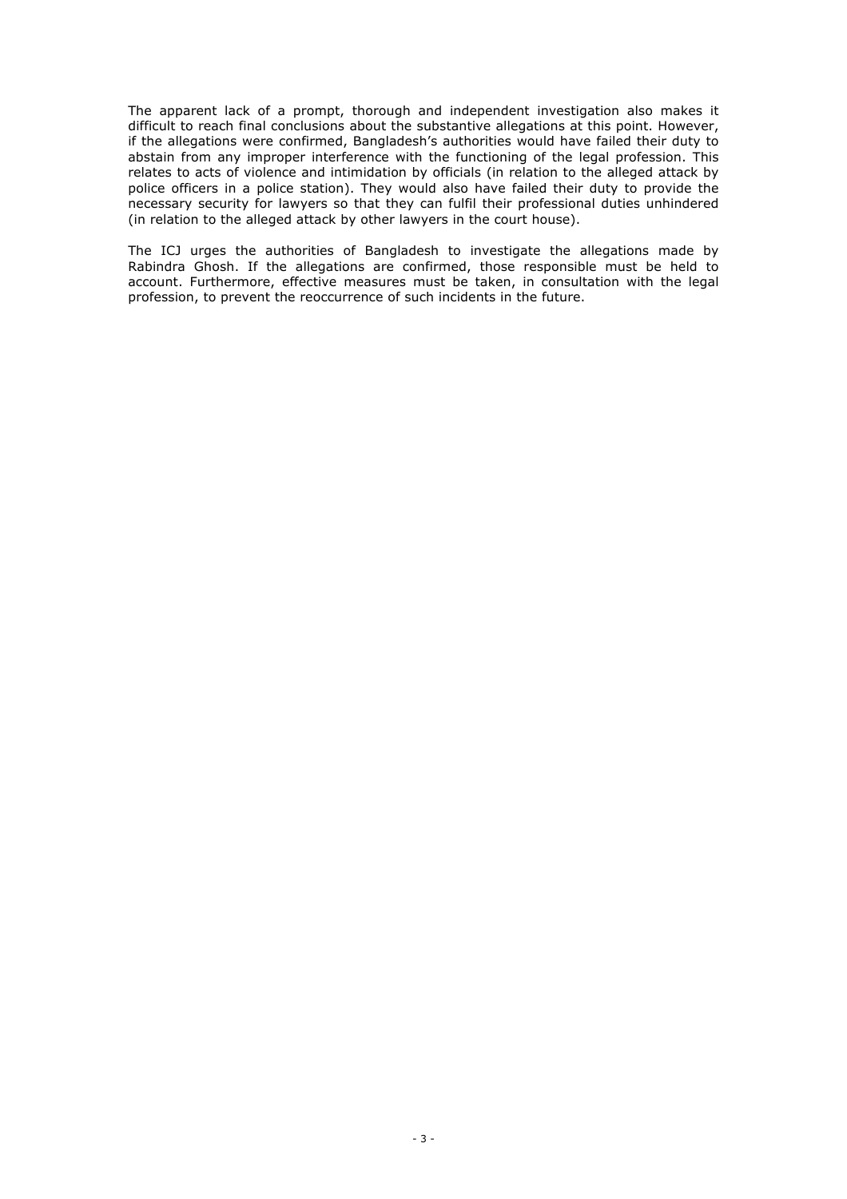The apparent lack of a prompt, thorough and independent investigation also makes it difficult to reach final conclusions about the substantive allegations at this point. However, if the allegations were confirmed, Bangladesh's authorities would have failed their duty to abstain from any improper interference with the functioning of the legal profession. This relates to acts of violence and intimidation by officials (in relation to the alleged attack by police officers in a police station). They would also have failed their duty to provide the necessary security for lawyers so that they can fulfil their professional duties unhindered (in relation to the alleged attack by other lawyers in the court house).

The ICJ urges the authorities of Bangladesh to investigate the allegations made by Rabindra Ghosh. If the allegations are confirmed, those responsible must be held to account. Furthermore, effective measures must be taken, in consultation with the legal profession, to prevent the reoccurrence of such incidents in the future.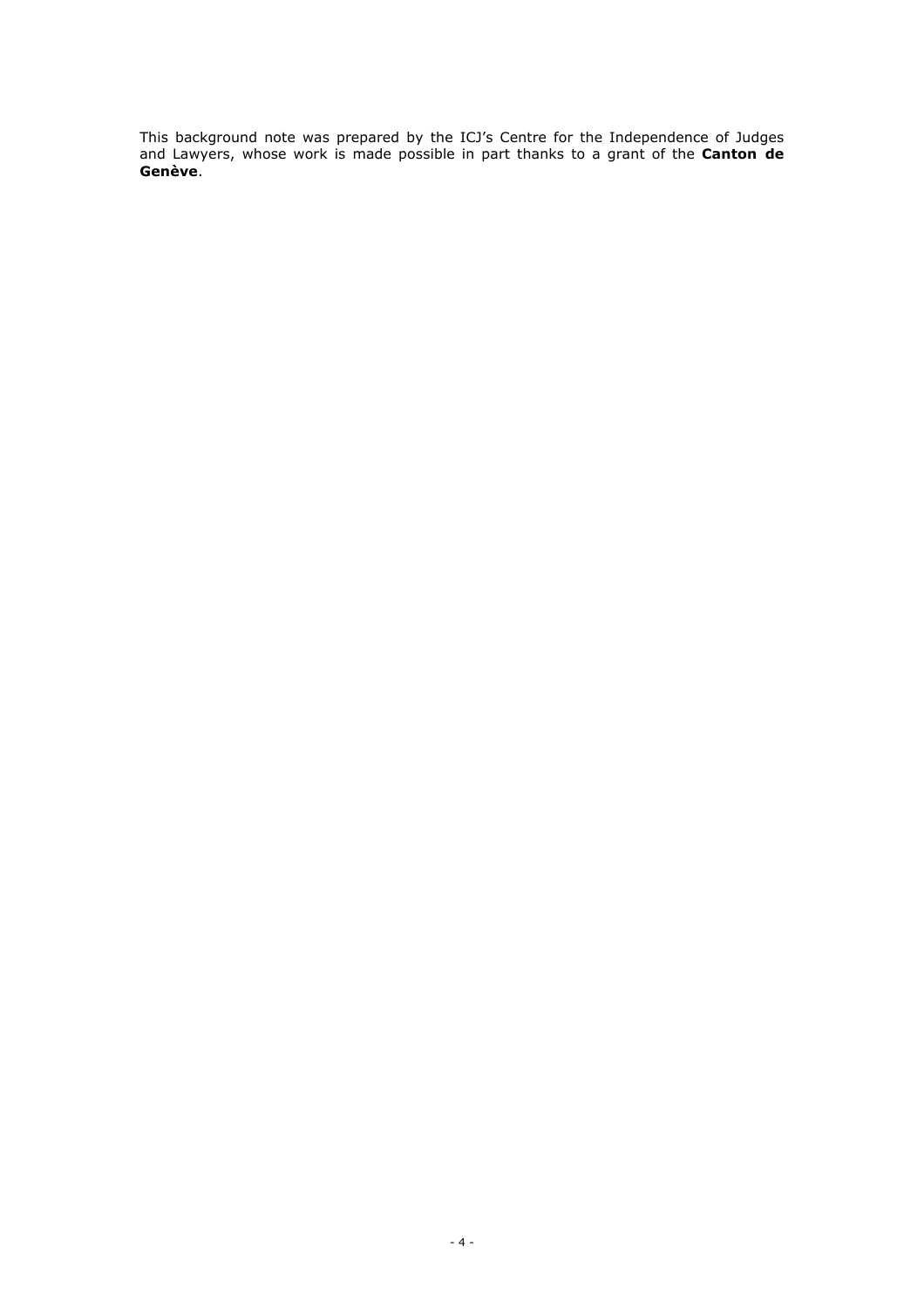This background note was prepared by the ICJ's Centre for the Independence of Judges and Lawyers, whose work is made possible in part thanks to a grant of the **Canton de Genève**.